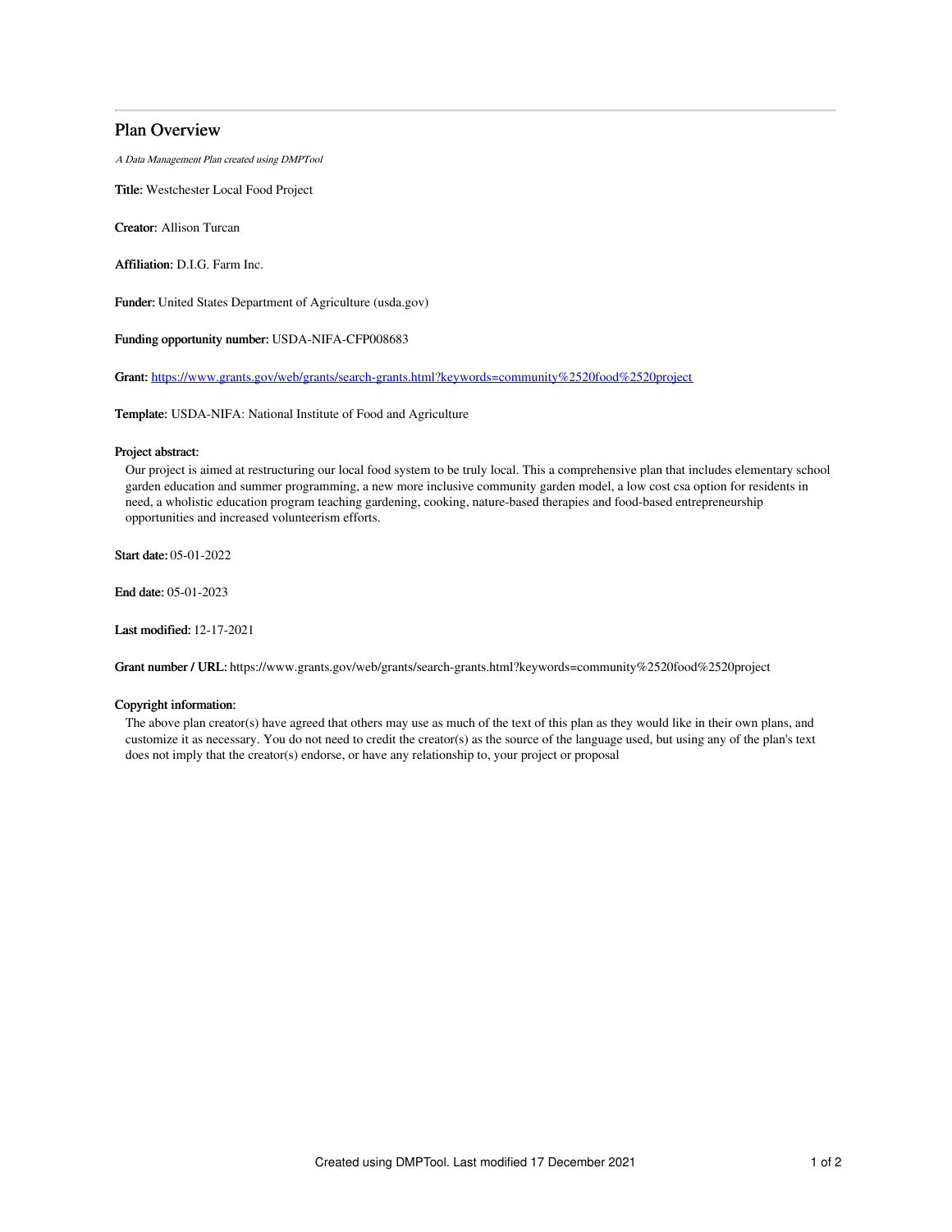## Plan Overview

*A Data Management Plan created using DMPTool*

**Title:** Westchester Local Food Project

**Creator:** Allison Turcan

**Affiliation:** D.I.G. Farm Inc.

**Funder:** United States Department of Agriculture (usda.gov)

**Funding opportunity number:** USDA-NIFA-CFP008683

**Grant:** [https://www.grants.gov/web/grants/search-grants.html?keywords=community%2520food%2520project](https://www.grants.gov/web/grants/search-grants.html?keywords=community%2520food%2520project)

**Template:** USDA-NIFA: National Institute of Food and Agriculture

**Project abstract:**

Our project is aimed at restructuring our local food system to be truly local. This a comprehensive plan that includes elementary school garden education and summer programming, a new more inclusive community garden model, a low cost csa option for residents in need, a wholistic education program teaching gardening, cooking, nature-based therapies and food-based entrepreneurship opportunities and increased volunteerism efforts.

**Start date:** 05-01-2022

**End date:** 05-01-2023

**Last modified:** 12-17-2021

**Grant number / URL:** https://www.grants.gov/web/grants/search-grants.html?keywords=community%2520food%2520project

**Copyright information:**

The above plan creator(s) have agreed that others may use as much of the text of this plan as they would like in their own plans, and customize it as necessary. You do not need to credit the creator(s) as the source of the language used, but using any of the plan's text does not imply that the creator(s) endorse, or have any relationship to, your project or proposal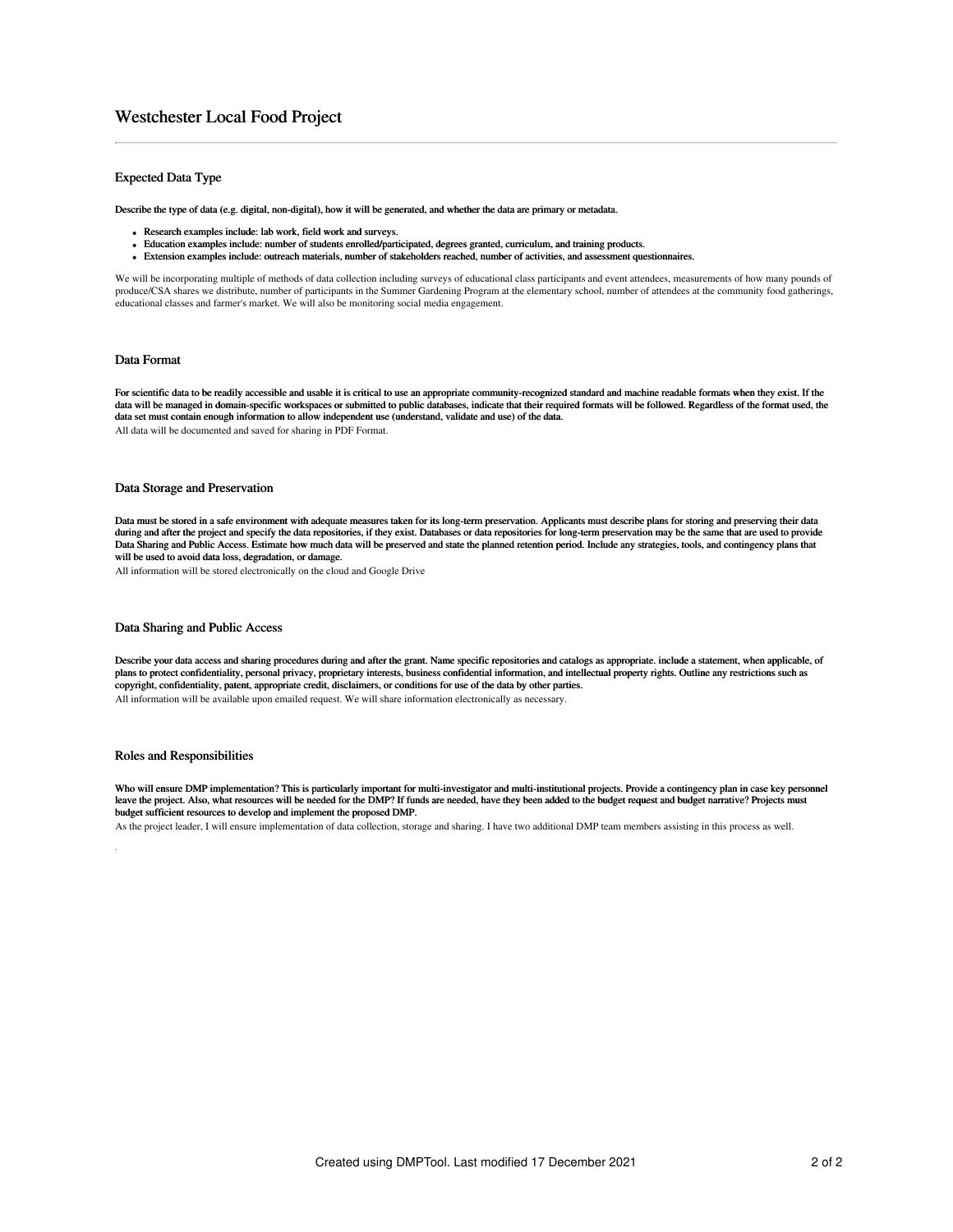# Westchester Local Food Project

## Expected Data Type

**Describe the type of data (e.g. digital, non-digital), how it will be generated, and whether the data are primary or metadata.**

- **Research examples include: lab work, field work and surveys.**
- **Education examples include: number of students enrolled/participated, degrees granted, curriculum, and training products.**
- **Extension examples include: outreach materials, number of stakeholders reached, number of activities, and assessment questionnaires.**

We will be incorporating multiple of methods of data collection including surveys of educational class participants and event attendees, measurements of how many pounds of produce/CSA shares we distribute, number of participants in the Summer Gardening Program at the elementary school, number of attendees at the community food gatherings, educational classes and farmer's market. We will also be monitoring social media engagement.

## Data Format

**For scientific data to be readily accessible and usable it is critical to use an appropriate community-recognized standard and machine readable formats when they exist. If the data will be managed in domain-specific workspaces or submitted to public databases, indicate that their required formats will be followed. Regardless of the format used, the data set must contain enough information to allow independent use (understand, validate and use) of the data.**

All data will be documented and saved for sharing in PDF Format.

## Data Storage and Preservation

**Data must be stored in a safe environment with adequate measures taken for its long-term preservation. Applicants must describe plans for storing and preserving their data during and after the project and specify the data repositories, if they exist. Databases or data repositories for long-term preservation may be the same that are used to provide Data Sharing and Public Access. Estimate how much data will be preserved and state the planned retention period. Include any strategies, tools, and contingency plans that will be used to avoid data loss, degradation, or damage.**

All information will be stored electronically on the cloud and Google Drive

## Data Sharing and Public Access

**Describe your data access and sharing procedures during and after the grant. Name specific repositories and catalogs as appropriate. include a statement, when applicable, of plans to protect confidentiality, personal privacy, proprietary interests, business confidential information, and intellectual property rights. Outline any restrictions such as copyright, confidentiality, patent, appropriate credit, disclaimers, or conditions for use of the data by other parties.**

All information will be available upon emailed request. We will share information electronically as necessary.

## Roles and Responsibilities

**Who will ensure DMP implementation? This is particularly important for multi-investigator and multi-institutional projects. Provide a contingency plan in case key personnel leave the project. Also, what resources will be needed for the DMP? If funds are needed, have they been added to the budget request and budget narrative? Projects must budget sufficient resources to develop and implement the proposed DMP.**

As the project leader, I will ensure implementation of data collection, storage and sharing. I have two additional DMP team members assisting in this process as well.

Created using DMPTool. Last modified 17 December 2021